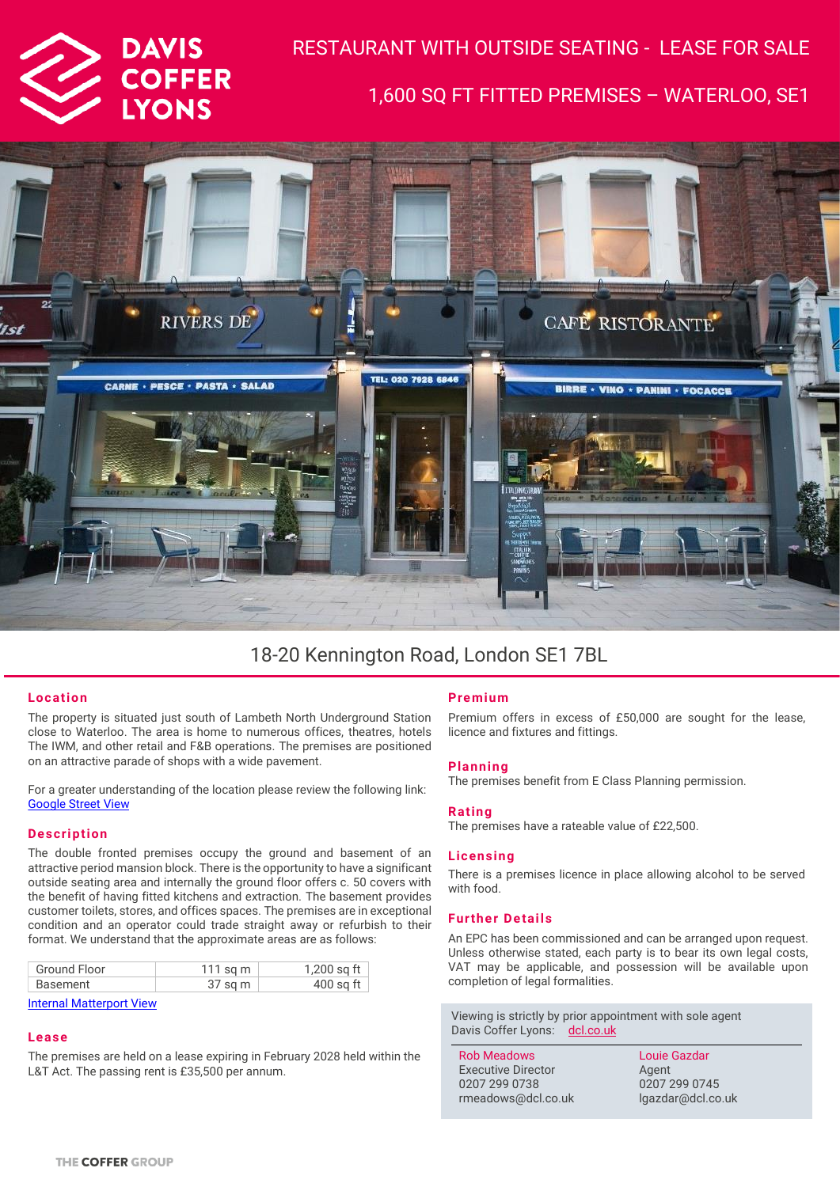# DAVIS COFFER LYONS

## RESTAURANT WITH OUTSIDE SEATING - LEASE FOR SALE

## 1,600 SQ FT FITTED PREMISES – WATERLOO, SE1

## 18-20 Kennington Road, London SE1 7BL

### Location

The property is situated just south of Lambeth North Underground Station close to Waterloo. The area is home to numerous offices, theatres, hotels The IWM, and other retail and F&B operations. The premises are positioned on an attractive parade of shops with a wide pavement.

For a greater understanding of the location please review the following link: Google Street View

### Description

The double fronted premises occupy the ground and basement of an attractive period mansion block. There is the opportunity to have a significant outside seating area and internally the ground floor offers c. 50 covers with the benefit of having fitted kitchens and extraction. The basement provides customer toilets, stores, and offices spaces. The premises are in exceptional condition and an operator could trade straight away or refurbish to their format. We understand that the approximate areas are as follows:

| | | |
|---|---|---|
| Ground Floor | 111 sq m | 1,200 sq ft |
| Basement | 37 sq m | 400 sq ft |

Internal Matterport View

### Lease

The premises are held on a lease expiring in February 2028 held within the L&T Act. The passing rent is £35,500 per annum.

### Premium

Premium offers in excess of £50,000 are sought for the lease, licence and fixtures and fittings.

### Planning

The premises benefit from E Class Planning permission.

### Rating

The premises have a rateable value of £22,500.

### Licensing

There is a premises licence in place allowing alcohol to be served with food.

### Further Details

An EPC has been commissioned and can be arranged upon request. Unless otherwise stated, each party is to bear its own legal costs, VAT may be applicable, and possession will be available upon completion of legal formalities.

Viewing is strictly by prior appointment with sole agent Davis Coffer Lyons: dcl.co.uk

Rob Meadows
Executive Director
0207 299 0738
rmeadows@dcl.co.uk

Louie Gazdar
Agent
0207 299 0745
lgazdar@dcl.co.uk

THE COFFER GROUP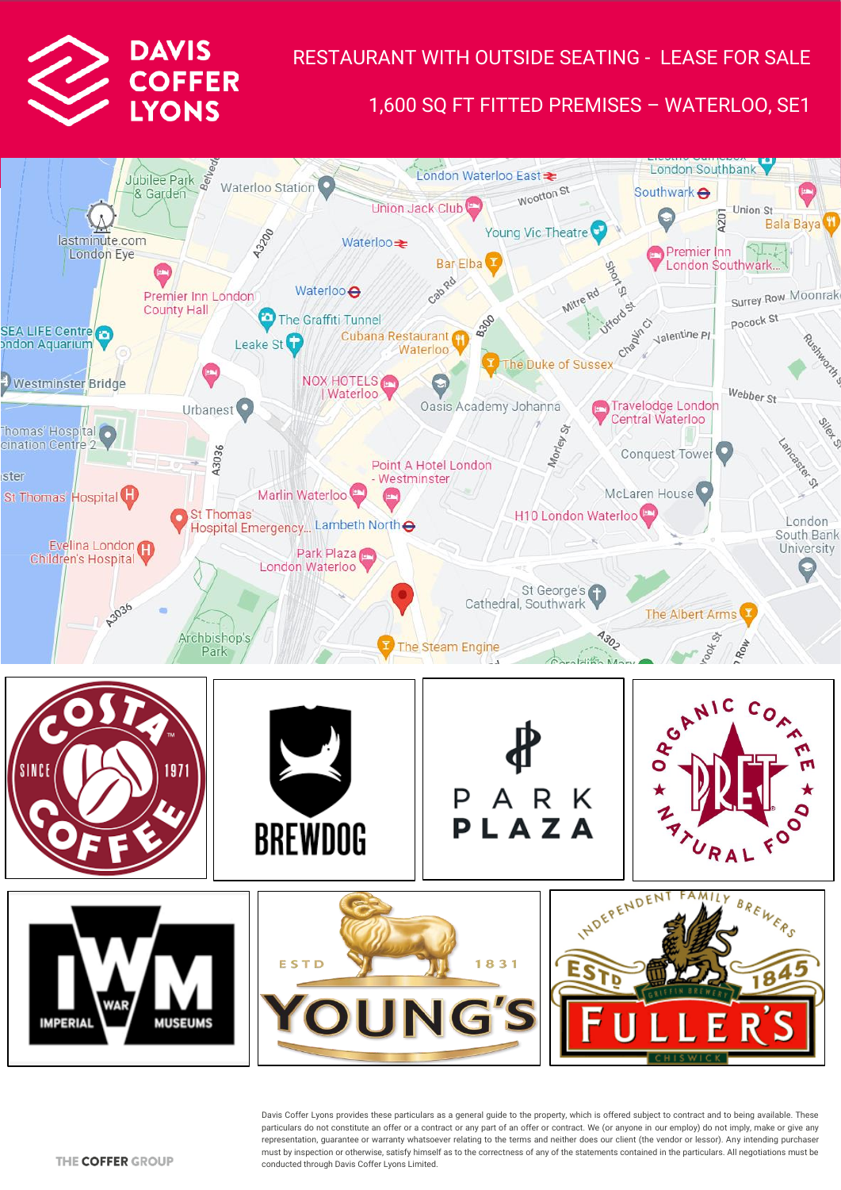DAVIS COFFER LYONS

# RESTAURANT WITH OUTSIDE SEATING - LEASE FOR SALE

## 1,600 SQ FT FITTED PREMISES – WATERLOO, SE1

THE COFFER GROUP

Davis Coffer Lyons provides these particulars as a general guide to the property, which is offered subject to contract and to being available. These particulars do not constitute an offer or a contract or any part of an offer or contract. We (or anyone in our employ) do not imply, make or give any representation, guarantee or warranty whatsoever relating to the terms and neither does our client (the vendor or lessor). Any intending purchaser must by inspection or otherwise, satisfy himself as to the correctness of any of the statements contained in the particulars. All negotiations must be conducted through Davis Coffer Lyons Limited.